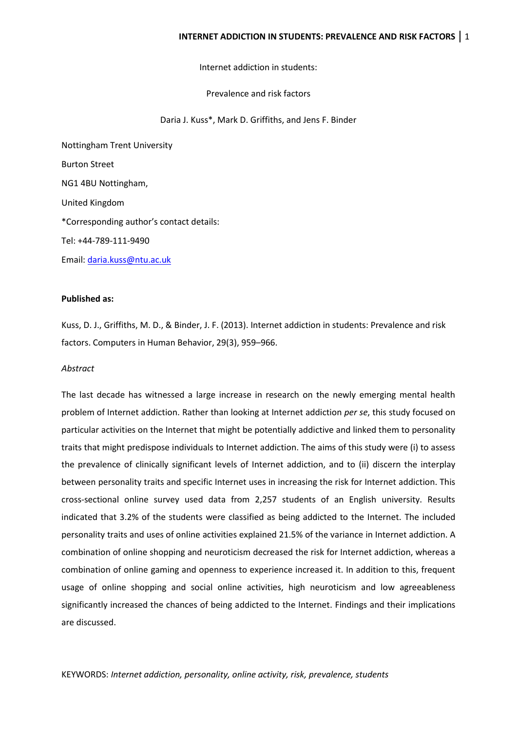# Internet addiction in students:

## Prevalence and risk factors

Daria J. Kuss*, Mark D. Griffiths, and Jens F. Binder

Nottingham Trent University

Burton Street

NG1 4BU Nottingham,

United Kingdom

*Corresponding author's contact details:

Tel: +44-789-111-9490

Email: daria.kuss@ntu.ac.uk

**Published as:**

Kuss, D. J., Griffiths, M. D., & Binder, J. F. (2013). Internet addiction in students: Prevalence and risk factors. Computers in Human Behavior, 29(3), 959–966.

*Abstract*

The last decade has witnessed a large increase in research on the newly emerging mental health problem of Internet addiction. Rather than looking at Internet addiction *per se*, this study focused on particular activities on the Internet that might be potentially addictive and linked them to personality traits that might predispose individuals to Internet addiction. The aims of this study were (i) to assess the prevalence of clinically significant levels of Internet addiction, and to (ii) discern the interplay between personality traits and specific Internet uses in increasing the risk for Internet addiction. This cross-sectional online survey used data from 2,257 students of an English university. Results indicated that 3.2% of the students were classified as being addicted to the Internet. The included personality traits and uses of online activities explained 21.5% of the variance in Internet addiction. A combination of online shopping and neuroticism decreased the risk for Internet addiction, whereas a combination of online gaming and openness to experience increased it. In addition to this, frequent usage of online shopping and social online activities, high neuroticism and low agreeableness significantly increased the chances of being addicted to the Internet. Findings and their implications are discussed.

KEYWORDS: *Internet addiction, personality, online activity, risk, prevalence, students*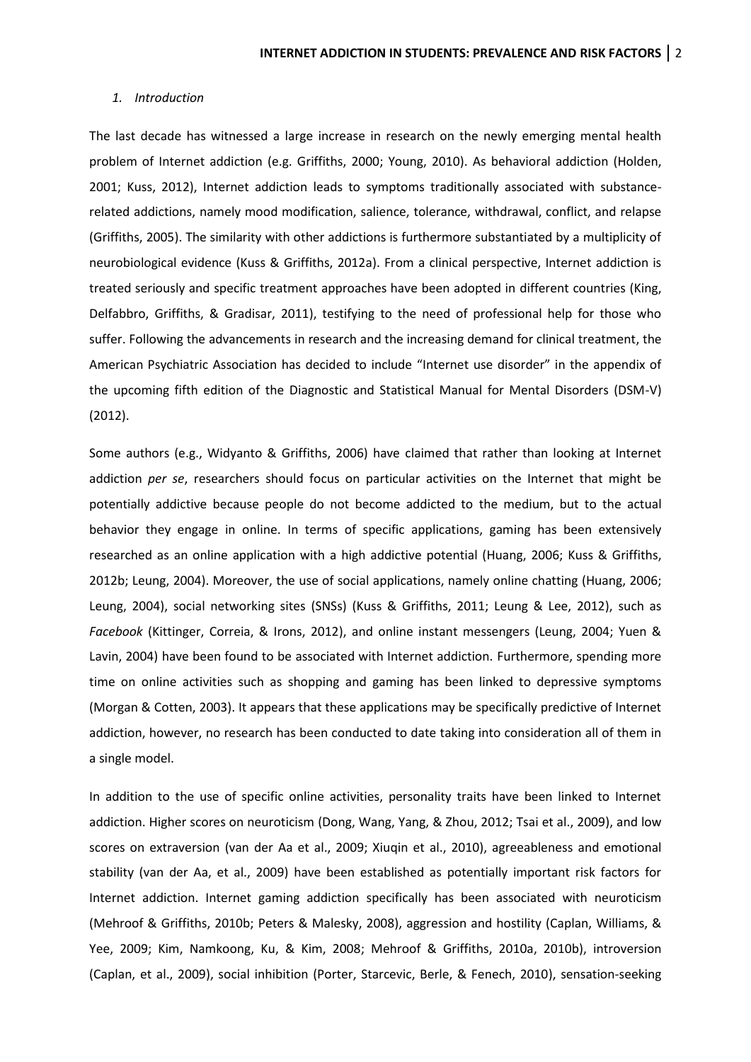*1. Introduction*

The last decade has witnessed a large increase in research on the newly emerging mental health problem of Internet addiction (e.g. Griffiths, 2000; Young, 2010). As behavioral addiction (Holden, 2001; Kuss, 2012), Internet addiction leads to symptoms traditionally associated with substance-related addictions, namely mood modification, salience, tolerance, withdrawal, conflict, and relapse (Griffiths, 2005). The similarity with other addictions is furthermore substantiated by a multiplicity of neurobiological evidence (Kuss & Griffiths, 2012a). From a clinical perspective, Internet addiction is treated seriously and specific treatment approaches have been adopted in different countries (King, Delfabbro, Griffiths, & Gradisar, 2011), testifying to the need of professional help for those who suffer. Following the advancements in research and the increasing demand for clinical treatment, the American Psychiatric Association has decided to include "Internet use disorder" in the appendix of the upcoming fifth edition of the Diagnostic and Statistical Manual for Mental Disorders (DSM-V) (2012).

Some authors (e.g., Widyanto & Griffiths, 2006) have claimed that rather than looking at Internet addiction *per se*, researchers should focus on particular activities on the Internet that might be potentially addictive because people do not become addicted to the medium, but to the actual behavior they engage in online. In terms of specific applications, gaming has been extensively researched as an online application with a high addictive potential (Huang, 2006; Kuss & Griffiths, 2012b; Leung, 2004). Moreover, the use of social applications, namely online chatting (Huang, 2006; Leung, 2004), social networking sites (SNSs) (Kuss & Griffiths, 2011; Leung & Lee, 2012), such as *Facebook* (Kittinger, Correia, & Irons, 2012), and online instant messengers (Leung, 2004; Yuen & Lavin, 2004) have been found to be associated with Internet addiction. Furthermore, spending more time on online activities such as shopping and gaming has been linked to depressive symptoms (Morgan & Cotten, 2003). It appears that these applications may be specifically predictive of Internet addiction, however, no research has been conducted to date taking into consideration all of them in a single model.

In addition to the use of specific online activities, personality traits have been linked to Internet addiction. Higher scores on neuroticism (Dong, Wang, Yang, & Zhou, 2012; Tsai et al., 2009), and low scores on extraversion (van der Aa et al., 2009; Xiuqin et al., 2010), agreeableness and emotional stability (van der Aa, et al., 2009) have been established as potentially important risk factors for Internet addiction. Internet gaming addiction specifically has been associated with neuroticism (Mehroof & Griffiths, 2010b; Peters & Malesky, 2008), aggression and hostility (Caplan, Williams, & Yee, 2009; Kim, Namkoong, Ku, & Kim, 2008; Mehroof & Griffiths, 2010a, 2010b), introversion (Caplan, et al., 2009), social inhibition (Porter, Starcevic, Berle, & Fenech, 2010), sensation-seeking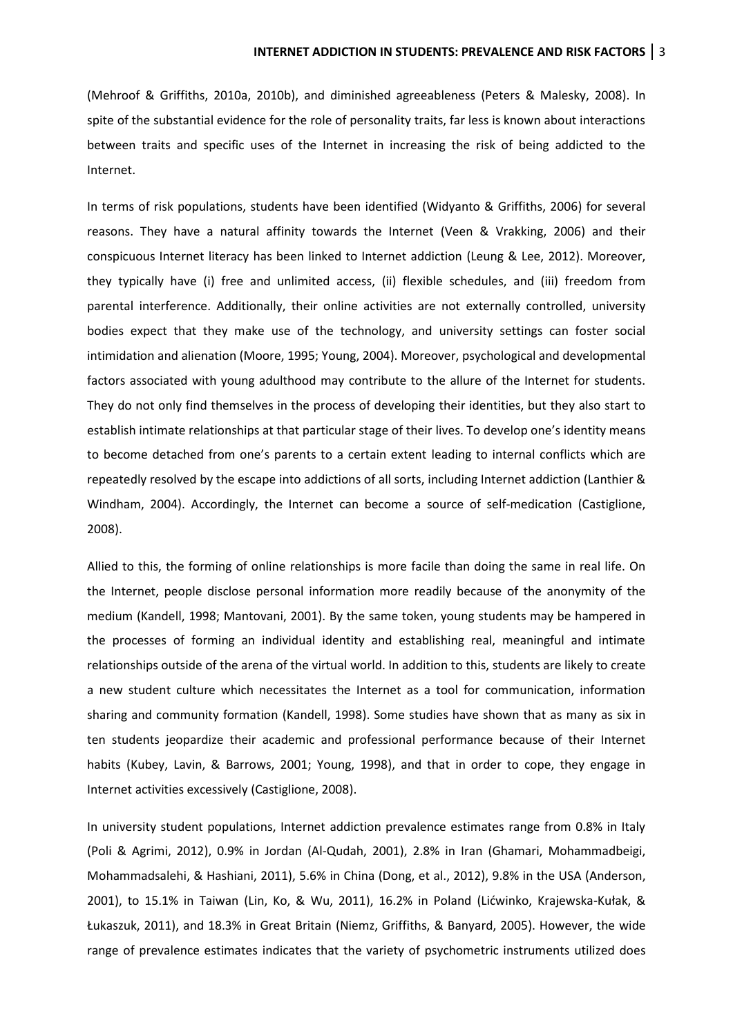(Mehroof & Griffiths, 2010a, 2010b), and diminished agreeableness (Peters & Malesky, 2008). In spite of the substantial evidence for the role of personality traits, far less is known about interactions between traits and specific uses of the Internet in increasing the risk of being addicted to the Internet.

In terms of risk populations, students have been identified (Widyanto & Griffiths, 2006) for several reasons. They have a natural affinity towards the Internet (Veen & Vrakking, 2006) and their conspicuous Internet literacy has been linked to Internet addiction (Leung & Lee, 2012). Moreover, they typically have (i) free and unlimited access, (ii) flexible schedules, and (iii) freedom from parental interference. Additionally, their online activities are not externally controlled, university bodies expect that they make use of the technology, and university settings can foster social intimidation and alienation (Moore, 1995; Young, 2004). Moreover, psychological and developmental factors associated with young adulthood may contribute to the allure of the Internet for students. They do not only find themselves in the process of developing their identities, but they also start to establish intimate relationships at that particular stage of their lives. To develop one's identity means to become detached from one's parents to a certain extent leading to internal conflicts which are repeatedly resolved by the escape into addictions of all sorts, including Internet addiction (Lanthier & Windham, 2004). Accordingly, the Internet can become a source of self-medication (Castiglione, 2008).

Allied to this, the forming of online relationships is more facile than doing the same in real life. On the Internet, people disclose personal information more readily because of the anonymity of the medium (Kandell, 1998; Mantovani, 2001). By the same token, young students may be hampered in the processes of forming an individual identity and establishing real, meaningful and intimate relationships outside of the arena of the virtual world. In addition to this, students are likely to create a new student culture which necessitates the Internet as a tool for communication, information sharing and community formation (Kandell, 1998). Some studies have shown that as many as six in ten students jeopardize their academic and professional performance because of their Internet habits (Kubey, Lavin, & Barrows, 2001; Young, 1998), and that in order to cope, they engage in Internet activities excessively (Castiglione, 2008).

In university student populations, Internet addiction prevalence estimates range from 0.8% in Italy (Poli & Agrimi, 2012), 0.9% in Jordan (Al-Qudah, 2001), 2.8% in Iran (Ghamari, Mohammadbeigi, Mohammadsalehi, & Hashiani, 2011), 5.6% in China (Dong, et al., 2012), 9.8% in the USA (Anderson, 2001), to 15.1% in Taiwan (Lin, Ko, & Wu, 2011), 16.2% in Poland (Lićwinko, Krajewska-Kułak, & Łukaszuk, 2011), and 18.3% in Great Britain (Niemz, Griffiths, & Banyard, 2005). However, the wide range of prevalence estimates indicates that the variety of psychometric instruments utilized does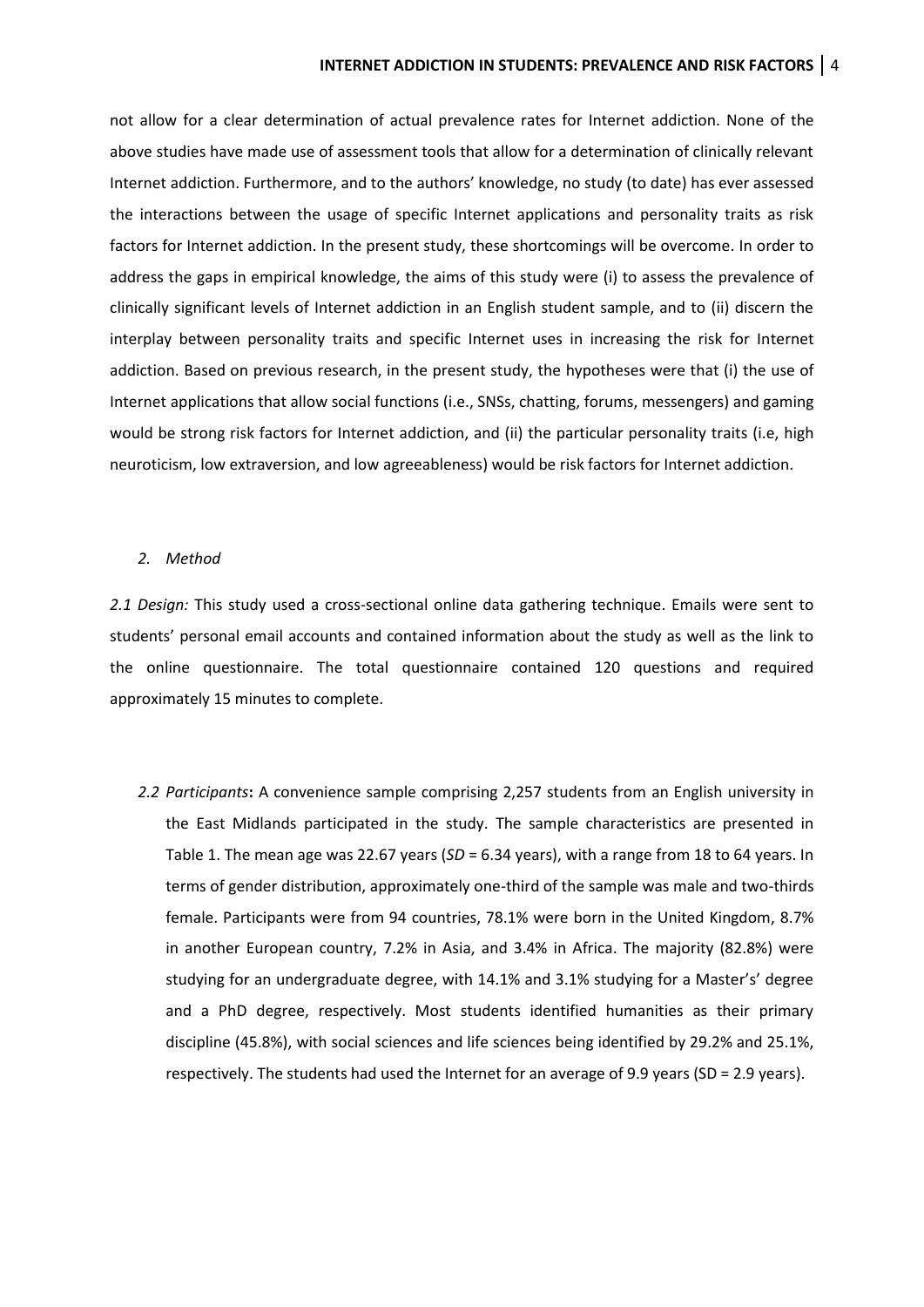not allow for a clear determination of actual prevalence rates for Internet addiction. None of the above studies have made use of assessment tools that allow for a determination of clinically relevant Internet addiction. Furthermore, and to the authors' knowledge, no study (to date) has ever assessed the interactions between the usage of specific Internet applications and personality traits as risk factors for Internet addiction. In the present study, these shortcomings will be overcome. In order to address the gaps in empirical knowledge, the aims of this study were (i) to assess the prevalence of clinically significant levels of Internet addiction in an English student sample, and to (ii) discern the interplay between personality traits and specific Internet uses in increasing the risk for Internet addiction. Based on previous research, in the present study, the hypotheses were that (i) the use of Internet applications that allow social functions (i.e., SNSs, chatting, forums, messengers) and gaming would be strong risk factors for Internet addiction, and (ii) the particular personality traits (i.e, high neuroticism, low extraversion, and low agreeableness) would be risk factors for Internet addiction.

## *2. Method*

*2.1 Design:* This study used a cross-sectional online data gathering technique. Emails were sent to students' personal email accounts and contained information about the study as well as the link to the online questionnaire. The total questionnaire contained 120 questions and required approximately 15 minutes to complete.

*2.2 Participants***:** A convenience sample comprising 2,257 students from an English university in the East Midlands participated in the study. The sample characteristics are presented in Table 1. The mean age was 22.67 years (*SD* = 6.34 years), with a range from 18 to 64 years. In terms of gender distribution, approximately one-third of the sample was male and two-thirds female. Participants were from 94 countries, 78.1% were born in the United Kingdom, 8.7% in another European country, 7.2% in Asia, and 3.4% in Africa. The majority (82.8%) were studying for an undergraduate degree, with 14.1% and 3.1% studying for a Master's' degree and a PhD degree, respectively. Most students identified humanities as their primary discipline (45.8%), with social sciences and life sciences being identified by 29.2% and 25.1%, respectively. The students had used the Internet for an average of 9.9 years (SD = 2.9 years).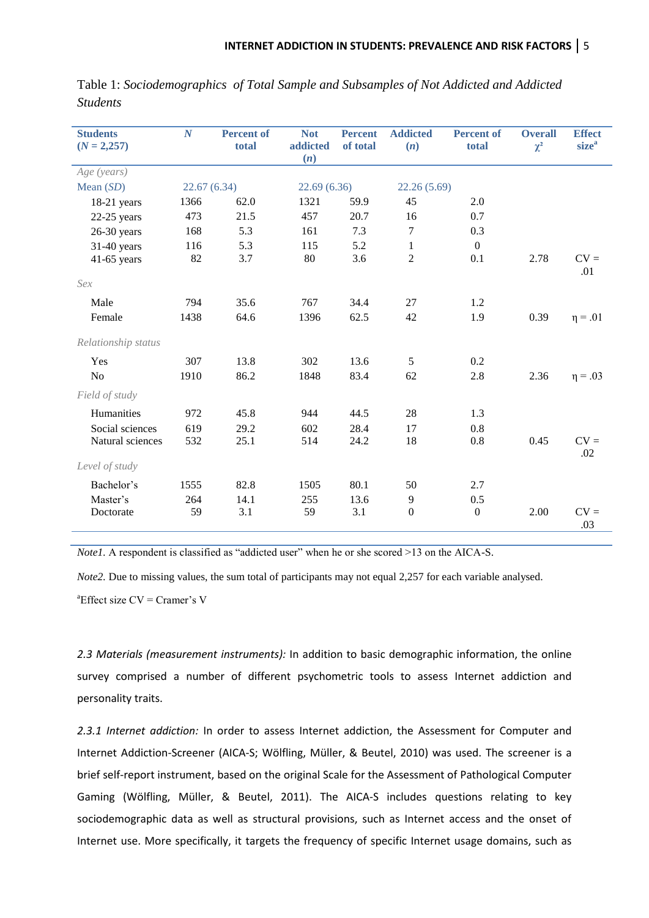Table 1: *Sociodemographics of Total Sample and Subsamples of Not Addicted and Addicted Students*

| Students ($N$ = 2,257) | $N$ | Percent of total | Not addicted ($n$) | Percent of total | Addicted ($n$) | Percent of total | Overall $\chi^2$ | Effect size[a] |
|---|---|---|---|---|---|---|---|---|
| *Age (years)* | | | | | | | | |
| Mean (*SD*) | 22.67 (6.34) | | 22.69 (6.36) | | 22.26 (5.69) | | | |
| 18-21 years | 1366 | 62.0 | 1321 | 59.9 | 45 | 2.0 | | |
| 22-25 years | 473 | 21.5 | 457 | 20.7 | 16 | 0.7 | | |
| 26-30 years | 168 | 5.3 | 161 | 7.3 | 7 | 0.3 | | |
| 31-40 years | 116 | 5.3 | 115 | 5.2 | 1 | 0 | | |
| 41-65 years | 82 | 3.7 | 80 | 3.6 | 2 | 0.1 | 2.78 | CV = .01 |
| *Sex* | | | | | | | | |
| Male | 794 | 35.6 | 767 | 34.4 | 27 | 1.2 | | |
| Female | 1438 | 64.6 | 1396 | 62.5 | 42 | 1.9 | 0.39 | $\eta$ = .01 |
| *Relationship status* | | | | | | | | |
| Yes | 307 | 13.8 | 302 | 13.6 | 5 | 0.2 | | |
| No | 1910 | 86.2 | 1848 | 83.4 | 62 | 2.8 | 2.36 | $\eta$ = .03 |
| *Field of study* | | | | | | | | |
| Humanities | 972 | 45.8 | 944 | 44.5 | 28 | 1.3 | | |
| Social sciences | 619 | 29.2 | 602 | 28.4 | 17 | 0.8 | | |
| Natural sciences | 532 | 25.1 | 514 | 24.2 | 18 | 0.8 | 0.45 | CV = .02 |
| *Level of study* | | | | | | | | |
| Bachelor's | 1555 | 82.8 | 1505 | 80.1 | 50 | 2.7 | | |
| Master's | 264 | 14.1 | 255 | 13.6 | 9 | 0.5 | | |
| Doctorate | 59 | 3.1 | 59 | 3.1 | 0 | 0 | 2.00 | CV = .03 |

*Note1.* A respondent is classified as "addicted user" when he or she scored >13 on the AICA-S.

*Note2.* Due to missing values, the sum total of participants may not equal 2,257 for each variable analysed.

[a]Effect size CV = Cramer's V

*2.3 Materials (measurement instruments):* In addition to basic demographic information, the online survey comprised a number of different psychometric tools to assess Internet addiction and personality traits.

*2.3.1 Internet addiction:* In order to assess Internet addiction, the Assessment for Computer and Internet Addiction-Screener (AICA-S; Wölfling, Müller, & Beutel, 2010) was used. The screener is a brief self-report instrument, based on the original Scale for the Assessment of Pathological Computer Gaming (Wölfling, Müller, & Beutel, 2011). The AICA-S includes questions relating to key sociodemographic data as well as structural provisions, such as Internet access and the onset of Internet use. More specifically, it targets the frequency of specific Internet usage domains, such as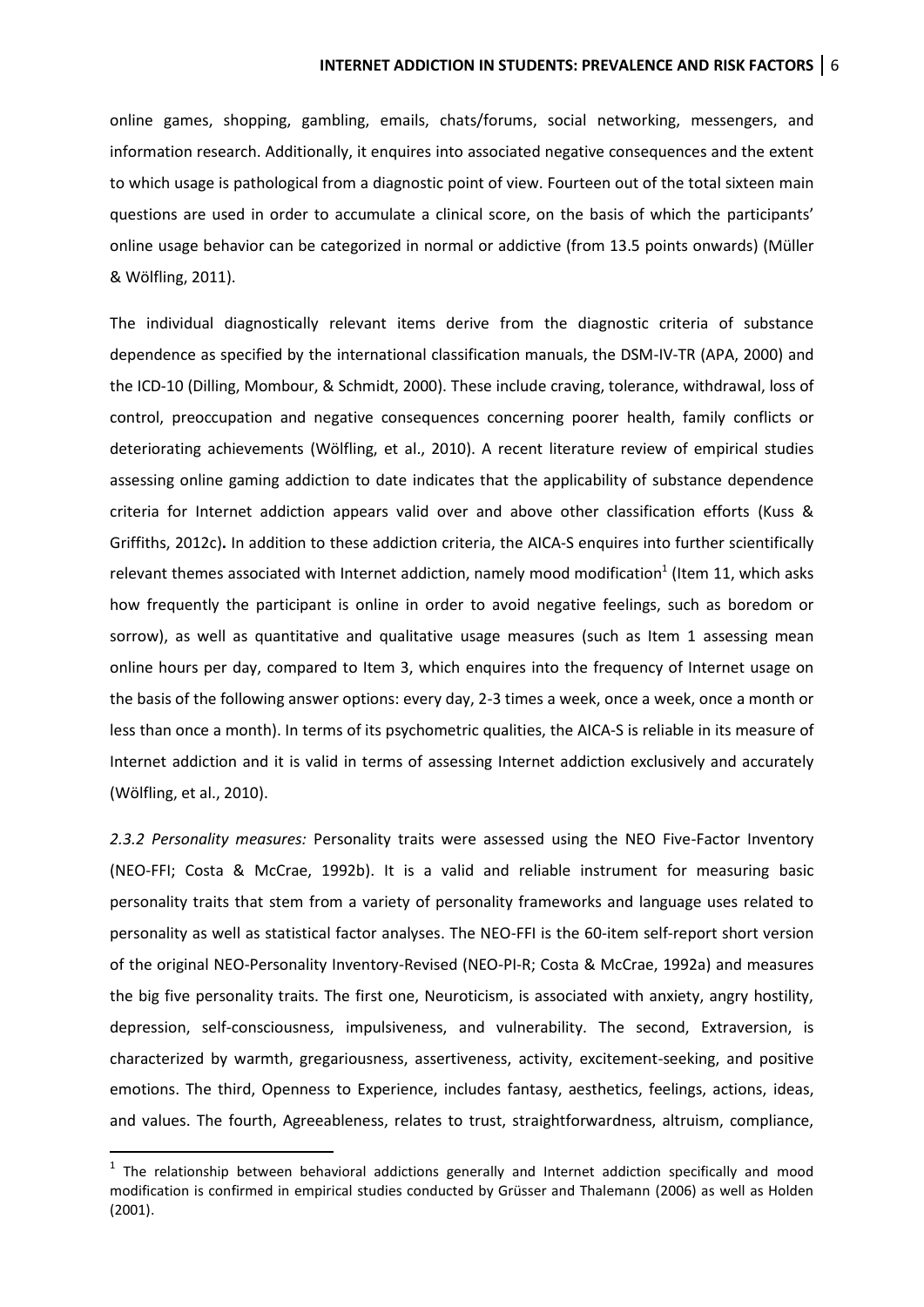online games, shopping, gambling, emails, chats/forums, social networking, messengers, and information research. Additionally, it enquires into associated negative consequences and the extent to which usage is pathological from a diagnostic point of view. Fourteen out of the total sixteen main questions are used in order to accumulate a clinical score, on the basis of which the participants' online usage behavior can be categorized in normal or addictive (from 13.5 points onwards) (Müller & Wölfling, 2011).

The individual diagnostically relevant items derive from the diagnostic criteria of substance dependence as specified by the international classification manuals, the DSM-IV-TR (APA, 2000) and the ICD-10 (Dilling, Mombour, & Schmidt, 2000). These include craving, tolerance, withdrawal, loss of control, preoccupation and negative consequences concerning poorer health, family conflicts or deteriorating achievements (Wölfling, et al., 2010). A recent literature review of empirical studies assessing online gaming addiction to date indicates that the applicability of substance dependence criteria for Internet addiction appears valid over and above other classification efforts (Kuss & Griffiths, 2012c). In addition to these addiction criteria, the AICA-S enquires into further scientifically relevant themes associated with Internet addiction, namely mood modification[1] (Item 11, which asks how frequently the participant is online in order to avoid negative feelings, such as boredom or sorrow), as well as quantitative and qualitative usage measures (such as Item 1 assessing mean online hours per day, compared to Item 3, which enquires into the frequency of Internet usage on the basis of the following answer options: every day, 2-3 times a week, once a week, once a month or less than once a month). In terms of its psychometric qualities, the AICA-S is reliable in its measure of Internet addiction and it is valid in terms of assessing Internet addiction exclusively and accurately (Wölfling, et al., 2010).

*2.3.2 Personality measures:* Personality traits were assessed using the NEO Five-Factor Inventory (NEO-FFI; Costa & McCrae, 1992b). It is a valid and reliable instrument for measuring basic personality traits that stem from a variety of personality frameworks and language uses related to personality as well as statistical factor analyses. The NEO-FFI is the 60-item self-report short version of the original NEO-Personality Inventory-Revised (NEO-PI-R; Costa & McCrae, 1992a) and measures the big five personality traits. The first one, Neuroticism, is associated with anxiety, angry hostility, depression, self-consciousness, impulsiveness, and vulnerability. The second, Extraversion, is characterized by warmth, gregariousness, assertiveness, activity, excitement-seeking, and positive emotions. The third, Openness to Experience, includes fantasy, aesthetics, feelings, actions, ideas, and values. The fourth, Agreeableness, relates to trust, straightforwardness, altruism, compliance,

[1] The relationship between behavioral addictions generally and Internet addiction specifically and mood modification is confirmed in empirical studies conducted by Grüsser and Thalemann (2006) as well as Holden (2001).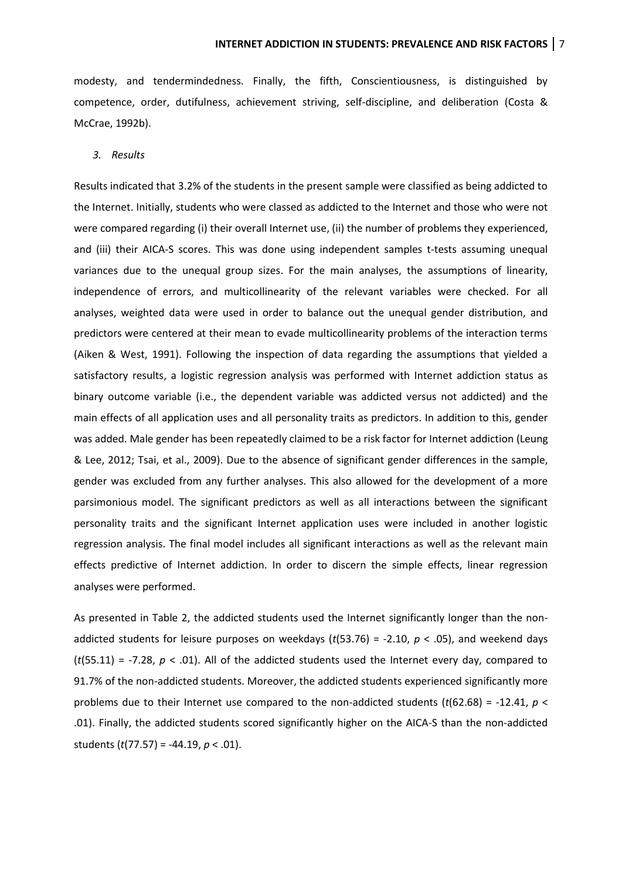modesty, and tendermindedness. Finally, the fifth, Conscientiousness, is distinguished by competence, order, dutifulness, achievement striving, self-discipline, and deliberation (Costa & McCrae, 1992b).

## *3. Results*

Results indicated that 3.2% of the students in the present sample were classified as being addicted to the Internet. Initially, students who were classed as addicted to the Internet and those who were not were compared regarding (i) their overall Internet use, (ii) the number of problems they experienced, and (iii) their AICA-S scores. This was done using independent samples t-tests assuming unequal variances due to the unequal group sizes. For the main analyses, the assumptions of linearity, independence of errors, and multicollinearity of the relevant variables were checked. For all analyses, weighted data were used in order to balance out the unequal gender distribution, and predictors were centered at their mean to evade multicollinearity problems of the interaction terms (Aiken & West, 1991). Following the inspection of data regarding the assumptions that yielded a satisfactory results, a logistic regression analysis was performed with Internet addiction status as binary outcome variable (i.e., the dependent variable was addicted versus not addicted) and the main effects of all application uses and all personality traits as predictors. In addition to this, gender was added. Male gender has been repeatedly claimed to be a risk factor for Internet addiction (Leung & Lee, 2012; Tsai, et al., 2009). Due to the absence of significant gender differences in the sample, gender was excluded from any further analyses. This also allowed for the development of a more parsimonious model. The significant predictors as well as all interactions between the significant personality traits and the significant Internet application uses were included in another logistic regression analysis. The final model includes all significant interactions as well as the relevant main effects predictive of Internet addiction. In order to discern the simple effects, linear regression analyses were performed.

As presented in Table 2, the addicted students used the Internet significantly longer than the non-addicted students for leisure purposes on weekdays ($t(53.76) = -2.10$, $p < .05$), and weekend days ($t(55.11) = -7.28$, $p < .01$). All of the addicted students used the Internet every day, compared to 91.7% of the non-addicted students. Moreover, the addicted students experienced significantly more problems due to their Internet use compared to the non-addicted students ($t(62.68) = -12.41$, $p < .01$). Finally, the addicted students scored significantly higher on the AICA-S than the non-addicted students ($t(77.57) = -44.19$, $p < .01$).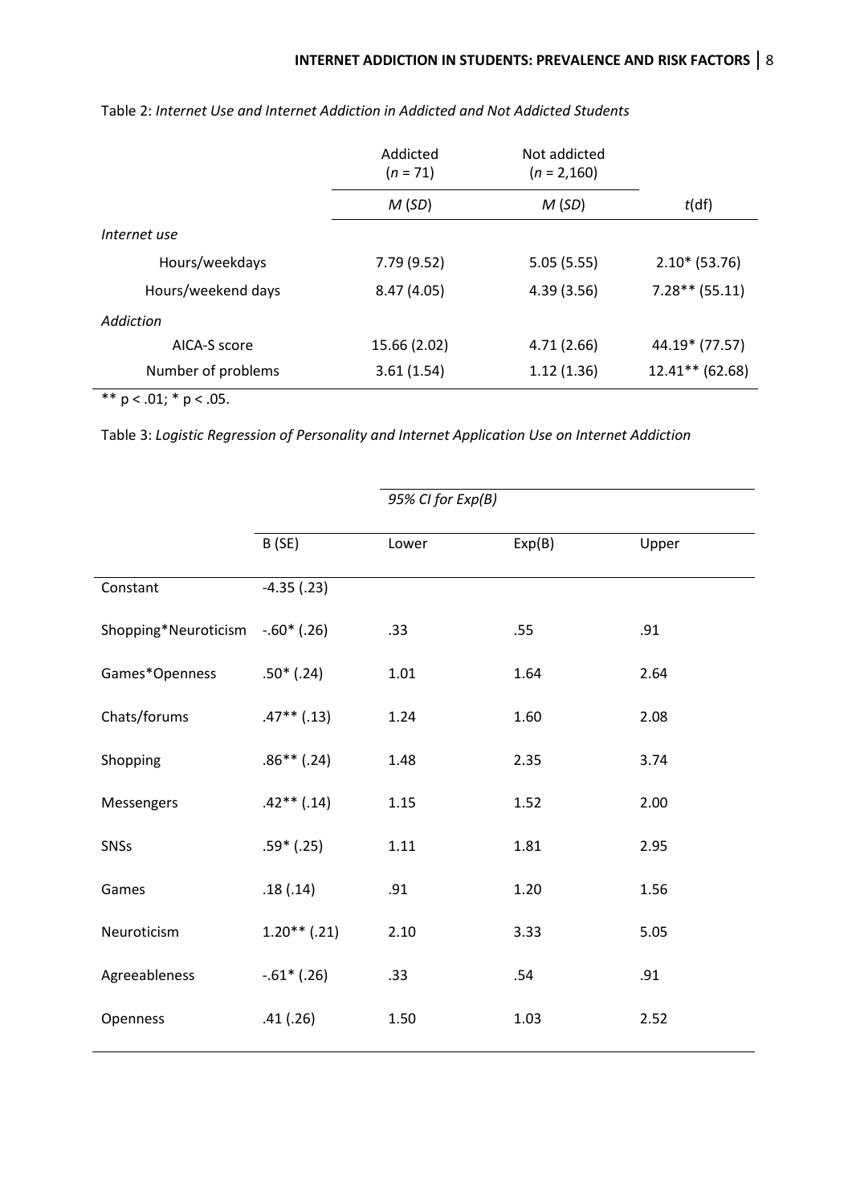Table 2: *Internet Use and Internet Addiction in Addicted and Not Addicted Students*

| | Addicted ($n$ = 71) | Not addicted ($n$ = 2,160) | |
|---|---|---|---|
| | $M$ ($SD$) | $M$ ($SD$) | $t$(df) |
| *Internet use* | | | |
| Hours/weekdays | 7.79 (9.52) | 5.05 (5.55) | 2.10* (53.76) |
| Hours/weekend days | 8.47 (4.05) | 4.39 (3.56) | 7.28** (55.11) |
| *Addiction* | | | |
| AICA-S score | 15.66 (2.02) | 4.71 (2.66) | 44.19* (77.57) |
| Number of problems | 3.61 (1.54) | 1.12 (1.36) | 12.41** (62.68) |

** p < .01; * p < .05.

Table 3: *Logistic Regression of Personality and Internet Application Use on Internet Addiction*

| | | *95% CI for Exp(B)* | | |
|---|---|---|---|---|
| | B (SE) | Lower | Exp(B) | Upper |
| Constant | -4.35 (.23) | | | |
| Shopping*Neuroticism | -.60* (.26) | .33 | .55 | .91 |
| Games*Openness | .50* (.24) | 1.01 | 1.64 | 2.64 |
| Chats/forums | .47** (.13) | 1.24 | 1.60 | 2.08 |
| Shopping | .86** (.24) | 1.48 | 2.35 | 3.74 |
| Messengers | .42** (.14) | 1.15 | 1.52 | 2.00 |
| SNSs | .59* (.25) | 1.11 | 1.81 | 2.95 |
| Games | .18 (.14) | .91 | 1.20 | 1.56 |
| Neuroticism | 1.20** (.21) | 2.10 | 3.33 | 5.05 |
| Agreeableness | -.61* (.26) | .33 | .54 | .91 |
| Openness | .41 (.26) | 1.50 | 1.03 | 2.52 |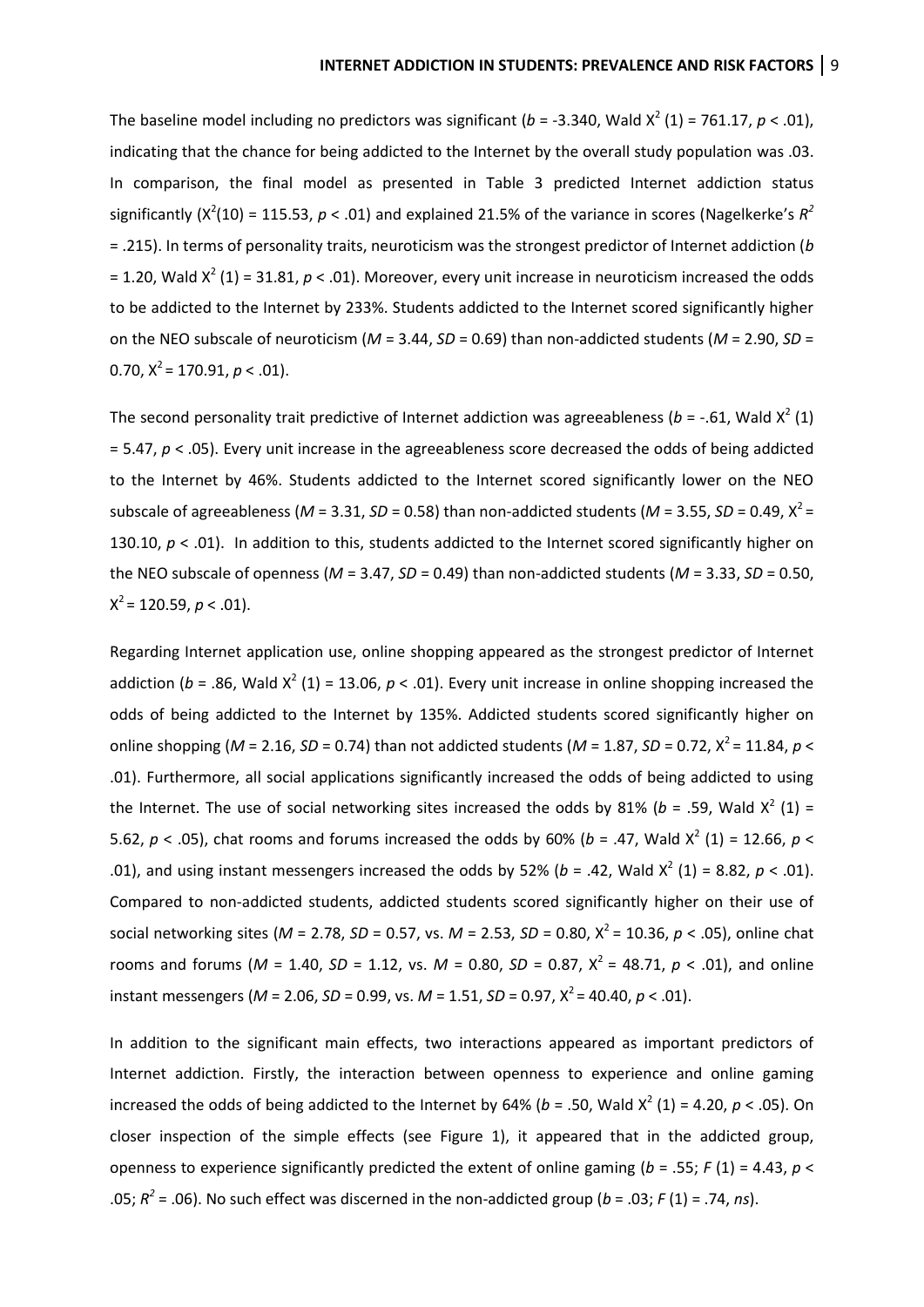The baseline model including no predictors was significant ($b$ = -3.340, Wald $X^2$ (1) = 761.17, $p$ < .01), indicating that the chance for being addicted to the Internet by the overall study population was .03. In comparison, the final model as presented in Table 3 predicted Internet addiction status significantly ($X^2$(10) = 115.53, $p$ < .01) and explained 21.5% of the variance in scores (Nagelkerke's $R^2$ = .215). In terms of personality traits, neuroticism was the strongest predictor of Internet addiction ($b$ = 1.20, Wald $X^2$ (1) = 31.81, $p$ < .01). Moreover, every unit increase in neuroticism increased the odds to be addicted to the Internet by 233%. Students addicted to the Internet scored significantly higher on the NEO subscale of neuroticism ($M$ = 3.44, $SD$ = 0.69) than non-addicted students ($M$ = 2.90, $SD$ = 0.70, $X^2$ = 170.91, $p$ < .01).

The second personality trait predictive of Internet addiction was agreeableness ($b$ = -.61, Wald $X^2$ (1) = 5.47, $p$ < .05). Every unit increase in the agreeableness score decreased the odds of being addicted to the Internet by 46%. Students addicted to the Internet scored significantly lower on the NEO subscale of agreeableness ($M$ = 3.31, $SD$ = 0.58) than non-addicted students ($M$ = 3.55, $SD$ = 0.49, $X^2$ = 130.10, $p$ < .01). In addition to this, students addicted to the Internet scored significantly higher on the NEO subscale of openness ($M$ = 3.47, $SD$ = 0.49) than non-addicted students ($M$ = 3.33, $SD$ = 0.50, $X^2$ = 120.59, $p$ < .01).

Regarding Internet application use, online shopping appeared as the strongest predictor of Internet addiction ($b$ = .86, Wald $X^2$ (1) = 13.06, $p$ < .01). Every unit increase in online shopping increased the odds of being addicted to the Internet by 135%. Addicted students scored significantly higher on online shopping ($M$ = 2.16, $SD$ = 0.74) than not addicted students ($M$ = 1.87, $SD$ = 0.72, $X^2$ = 11.84, $p$ < .01). Furthermore, all social applications significantly increased the odds of being addicted to using the Internet. The use of social networking sites increased the odds by 81% ($b$ = .59, Wald $X^2$ (1) = 5.62, $p$ < .05), chat rooms and forums increased the odds by 60% ($b$ = .47, Wald $X^2$ (1) = 12.66, $p$ < .01), and using instant messengers increased the odds by 52% ($b$ = .42, Wald $X^2$ (1) = 8.82, $p$ < .01). Compared to non-addicted students, addicted students scored significantly higher on their use of social networking sites ($M$ = 2.78, $SD$ = 0.57, vs. $M$ = 2.53, $SD$ = 0.80, $X^2$ = 10.36, $p$ < .05), online chat rooms and forums ($M$ = 1.40, $SD$ = 1.12, vs. $M$ = 0.80, $SD$ = 0.87, $X^2$ = 48.71, $p$ < .01), and online instant messengers ($M$ = 2.06, $SD$ = 0.99, vs. $M$ = 1.51, $SD$ = 0.97, $X^2$ = 40.40, $p$ < .01).

In addition to the significant main effects, two interactions appeared as important predictors of Internet addiction. Firstly, the interaction between openness to experience and online gaming increased the odds of being addicted to the Internet by 64% ($b$ = .50, Wald $X^2$ (1) = 4.20, $p$ < .05). On closer inspection of the simple effects (see Figure 1), it appeared that in the addicted group, openness to experience significantly predicted the extent of online gaming ($b$ = .55; $F$ (1) = 4.43, $p$ < .05; $R^2$ = .06). No such effect was discerned in the non-addicted group ($b$ = .03; $F$ (1) = .74, *ns*).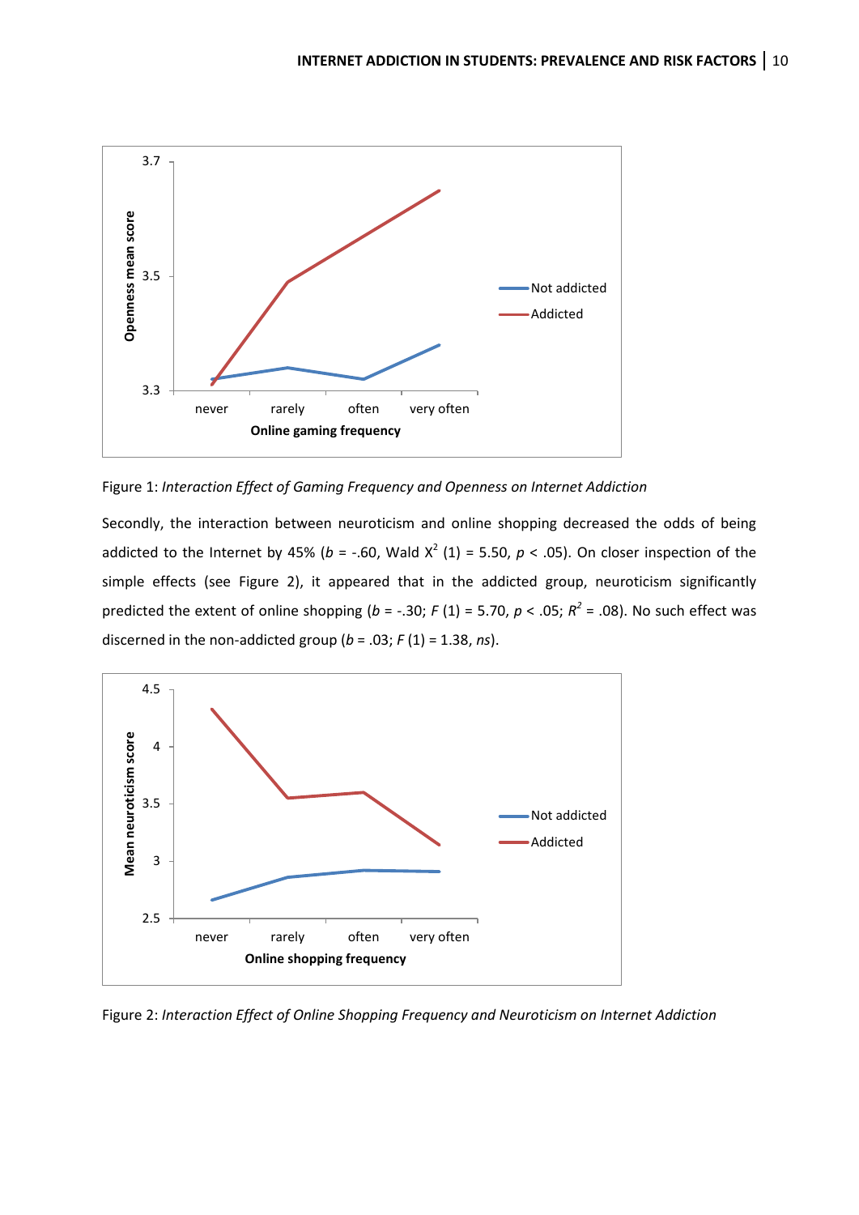Figure 1: *Interaction Effect of Gaming Frequency and Openness on Internet Addiction*

Secondly, the interaction between neuroticism and online shopping decreased the odds of being addicted to the Internet by 45% (*b* = -.60, Wald $X^2$ (1) = 5.50, $p < .05$). On closer inspection of the simple effects (see Figure 2), it appeared that in the addicted group, neuroticism significantly predicted the extent of online shopping (*b* = -.30; *F* (1) = 5.70, $p < .05$; $R^2 = .08$). No such effect was discerned in the non-addicted group (*b* = .03; *F* (1) = 1.38, *ns*).

Figure 2: *Interaction Effect of Online Shopping Frequency and Neuroticism on Internet Addiction*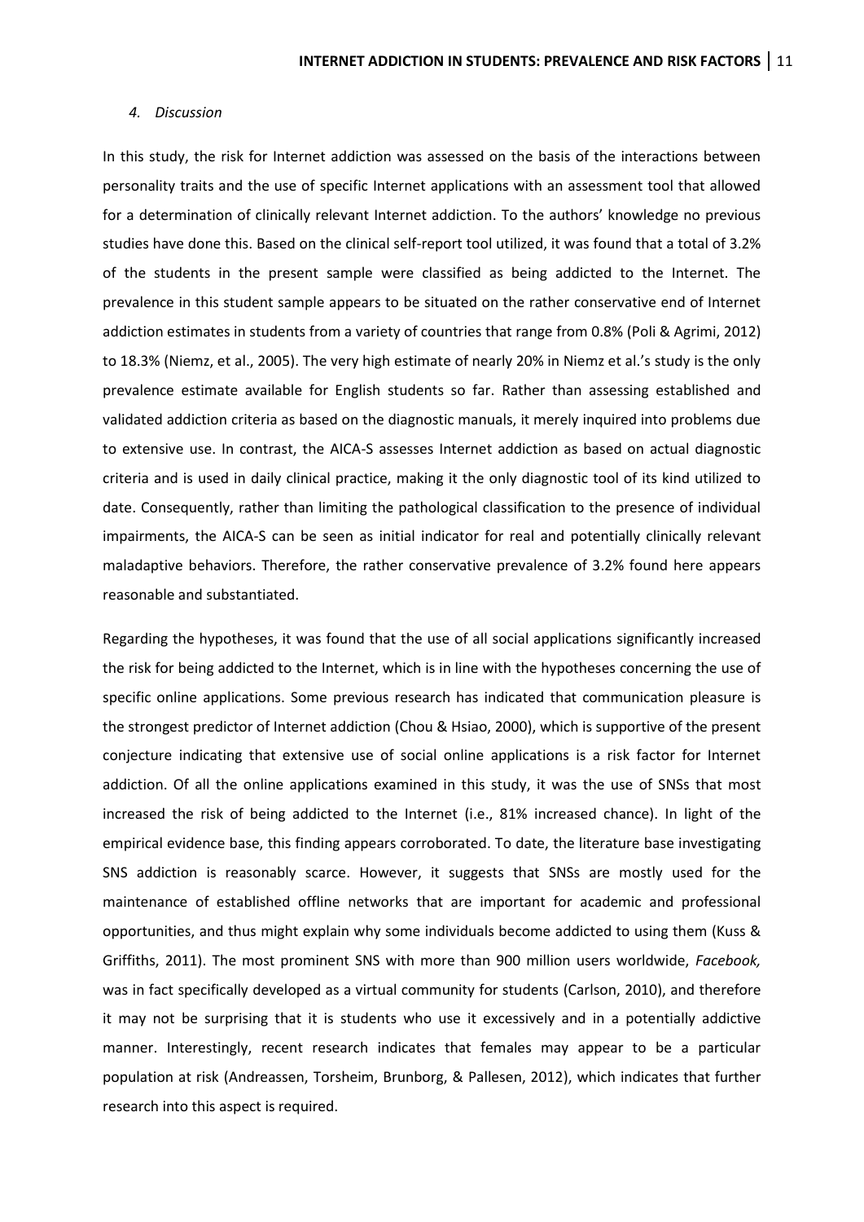### *4. Discussion*

In this study, the risk for Internet addiction was assessed on the basis of the interactions between personality traits and the use of specific Internet applications with an assessment tool that allowed for a determination of clinically relevant Internet addiction. To the authors' knowledge no previous studies have done this. Based on the clinical self-report tool utilized, it was found that a total of 3.2% of the students in the present sample were classified as being addicted to the Internet. The prevalence in this student sample appears to be situated on the rather conservative end of Internet addiction estimates in students from a variety of countries that range from 0.8% (Poli & Agrimi, 2012) to 18.3% (Niemz, et al., 2005). The very high estimate of nearly 20% in Niemz et al.'s study is the only prevalence estimate available for English students so far. Rather than assessing established and validated addiction criteria as based on the diagnostic manuals, it merely inquired into problems due to extensive use. In contrast, the AICA-S assesses Internet addiction as based on actual diagnostic criteria and is used in daily clinical practice, making it the only diagnostic tool of its kind utilized to date. Consequently, rather than limiting the pathological classification to the presence of individual impairments, the AICA-S can be seen as initial indicator for real and potentially clinically relevant maladaptive behaviors. Therefore, the rather conservative prevalence of 3.2% found here appears reasonable and substantiated.

Regarding the hypotheses, it was found that the use of all social applications significantly increased the risk for being addicted to the Internet, which is in line with the hypotheses concerning the use of specific online applications. Some previous research has indicated that communication pleasure is the strongest predictor of Internet addiction (Chou & Hsiao, 2000), which is supportive of the present conjecture indicating that extensive use of social online applications is a risk factor for Internet addiction. Of all the online applications examined in this study, it was the use of SNSs that most increased the risk of being addicted to the Internet (i.e., 81% increased chance). In light of the empirical evidence base, this finding appears corroborated. To date, the literature base investigating SNS addiction is reasonably scarce. However, it suggests that SNSs are mostly used for the maintenance of established offline networks that are important for academic and professional opportunities, and thus might explain why some individuals become addicted to using them (Kuss & Griffiths, 2011). The most prominent SNS with more than 900 million users worldwide, *Facebook,* was in fact specifically developed as a virtual community for students (Carlson, 2010), and therefore it may not be surprising that it is students who use it excessively and in a potentially addictive manner. Interestingly, recent research indicates that females may appear to be a particular population at risk (Andreassen, Torsheim, Brunborg, & Pallesen, 2012), which indicates that further research into this aspect is required.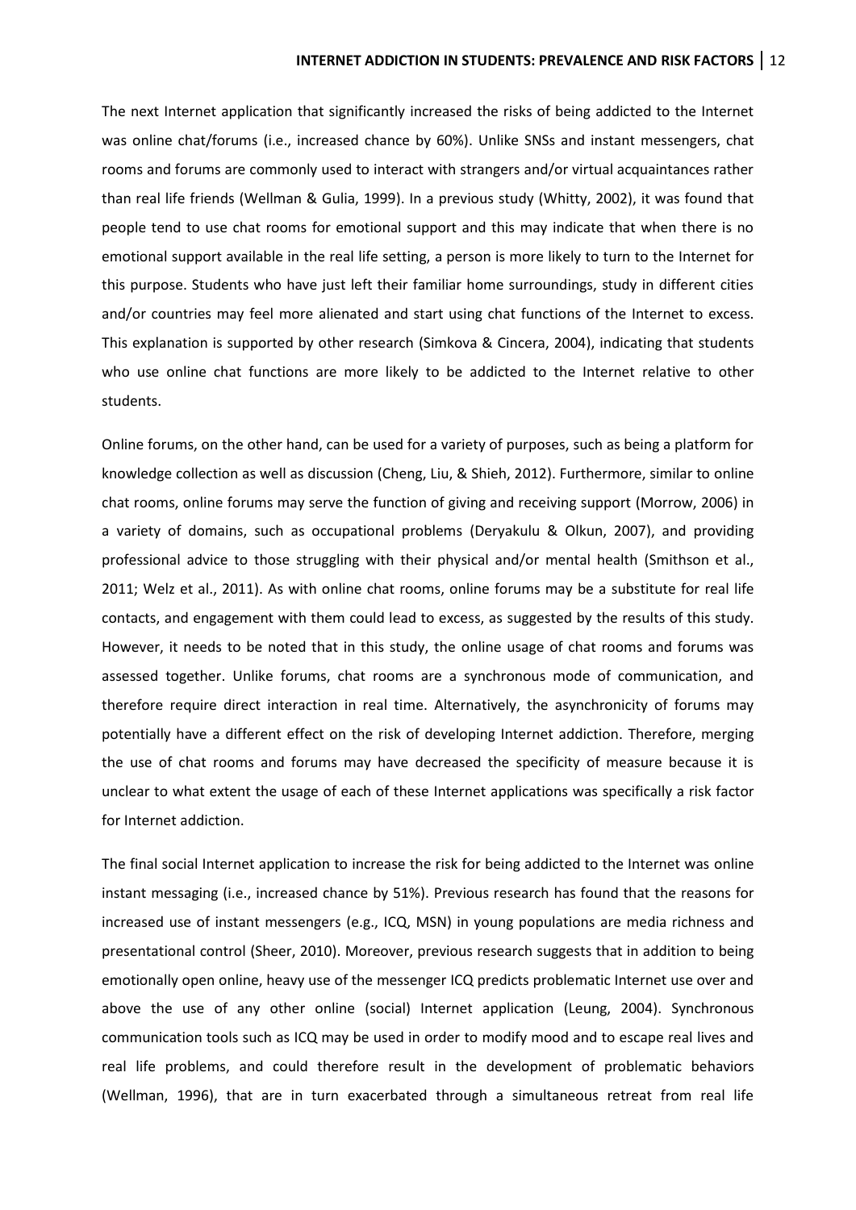The next Internet application that significantly increased the risks of being addicted to the Internet was online chat/forums (i.e., increased chance by 60%). Unlike SNSs and instant messengers, chat rooms and forums are commonly used to interact with strangers and/or virtual acquaintances rather than real life friends (Wellman & Gulia, 1999). In a previous study (Whitty, 2002), it was found that people tend to use chat rooms for emotional support and this may indicate that when there is no emotional support available in the real life setting, a person is more likely to turn to the Internet for this purpose. Students who have just left their familiar home surroundings, study in different cities and/or countries may feel more alienated and start using chat functions of the Internet to excess. This explanation is supported by other research (Simkova & Cincera, 2004), indicating that students who use online chat functions are more likely to be addicted to the Internet relative to other students.

Online forums, on the other hand, can be used for a variety of purposes, such as being a platform for knowledge collection as well as discussion (Cheng, Liu, & Shieh, 2012). Furthermore, similar to online chat rooms, online forums may serve the function of giving and receiving support (Morrow, 2006) in a variety of domains, such as occupational problems (Deryakulu & Olkun, 2007), and providing professional advice to those struggling with their physical and/or mental health (Smithson et al., 2011; Welz et al., 2011). As with online chat rooms, online forums may be a substitute for real life contacts, and engagement with them could lead to excess, as suggested by the results of this study. However, it needs to be noted that in this study, the online usage of chat rooms and forums was assessed together. Unlike forums, chat rooms are a synchronous mode of communication, and therefore require direct interaction in real time. Alternatively, the asynchronicity of forums may potentially have a different effect on the risk of developing Internet addiction. Therefore, merging the use of chat rooms and forums may have decreased the specificity of measure because it is unclear to what extent the usage of each of these Internet applications was specifically a risk factor for Internet addiction.

The final social Internet application to increase the risk for being addicted to the Internet was online instant messaging (i.e., increased chance by 51%). Previous research has found that the reasons for increased use of instant messengers (e.g., ICQ, MSN) in young populations are media richness and presentational control (Sheer, 2010). Moreover, previous research suggests that in addition to being emotionally open online, heavy use of the messenger ICQ predicts problematic Internet use over and above the use of any other online (social) Internet application (Leung, 2004). Synchronous communication tools such as ICQ may be used in order to modify mood and to escape real lives and real life problems, and could therefore result in the development of problematic behaviors (Wellman, 1996), that are in turn exacerbated through a simultaneous retreat from real life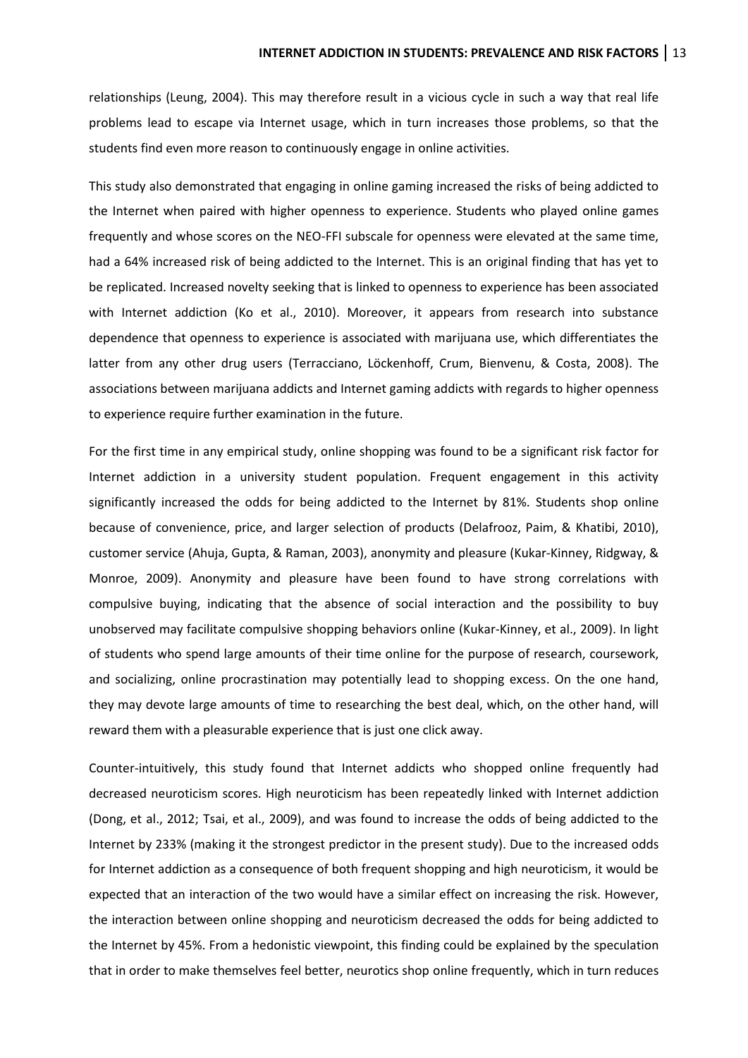relationships (Leung, 2004). This may therefore result in a vicious cycle in such a way that real life problems lead to escape via Internet usage, which in turn increases those problems, so that the students find even more reason to continuously engage in online activities.

This study also demonstrated that engaging in online gaming increased the risks of being addicted to the Internet when paired with higher openness to experience. Students who played online games frequently and whose scores on the NEO-FFI subscale for openness were elevated at the same time, had a 64% increased risk of being addicted to the Internet. This is an original finding that has yet to be replicated. Increased novelty seeking that is linked to openness to experience has been associated with Internet addiction (Ko et al., 2010). Moreover, it appears from research into substance dependence that openness to experience is associated with marijuana use, which differentiates the latter from any other drug users (Terracciano, Löckenhoff, Crum, Bienvenu, & Costa, 2008). The associations between marijuana addicts and Internet gaming addicts with regards to higher openness to experience require further examination in the future.

For the first time in any empirical study, online shopping was found to be a significant risk factor for Internet addiction in a university student population. Frequent engagement in this activity significantly increased the odds for being addicted to the Internet by 81%. Students shop online because of convenience, price, and larger selection of products (Delafrooz, Paim, & Khatibi, 2010), customer service (Ahuja, Gupta, & Raman, 2003), anonymity and pleasure (Kukar-Kinney, Ridgway, & Monroe, 2009). Anonymity and pleasure have been found to have strong correlations with compulsive buying, indicating that the absence of social interaction and the possibility to buy unobserved may facilitate compulsive shopping behaviors online (Kukar-Kinney, et al., 2009). In light of students who spend large amounts of their time online for the purpose of research, coursework, and socializing, online procrastination may potentially lead to shopping excess. On the one hand, they may devote large amounts of time to researching the best deal, which, on the other hand, will reward them with a pleasurable experience that is just one click away.

Counter-intuitively, this study found that Internet addicts who shopped online frequently had decreased neuroticism scores. High neuroticism has been repeatedly linked with Internet addiction (Dong, et al., 2012; Tsai, et al., 2009), and was found to increase the odds of being addicted to the Internet by 233% (making it the strongest predictor in the present study). Due to the increased odds for Internet addiction as a consequence of both frequent shopping and high neuroticism, it would be expected that an interaction of the two would have a similar effect on increasing the risk. However, the interaction between online shopping and neuroticism decreased the odds for being addicted to the Internet by 45%. From a hedonistic viewpoint, this finding could be explained by the speculation that in order to make themselves feel better, neurotics shop online frequently, which in turn reduces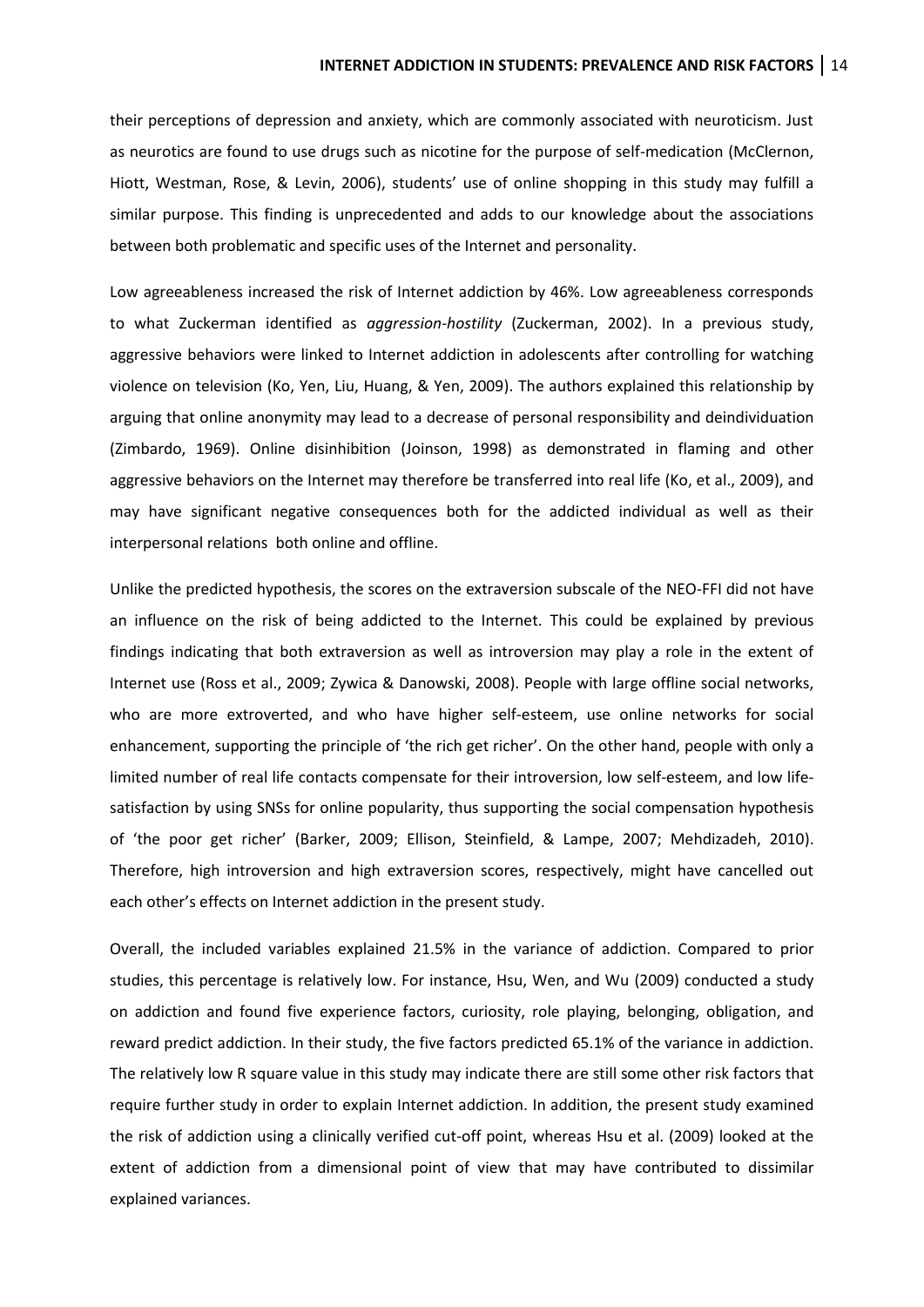their perceptions of depression and anxiety, which are commonly associated with neuroticism. Just as neurotics are found to use drugs such as nicotine for the purpose of self-medication (McClernon, Hiott, Westman, Rose, & Levin, 2006), students' use of online shopping in this study may fulfill a similar purpose. This finding is unprecedented and adds to our knowledge about the associations between both problematic and specific uses of the Internet and personality.

Low agreeableness increased the risk of Internet addiction by 46%. Low agreeableness corresponds to what Zuckerman identified as *aggression-hostility* (Zuckerman, 2002). In a previous study, aggressive behaviors were linked to Internet addiction in adolescents after controlling for watching violence on television (Ko, Yen, Liu, Huang, & Yen, 2009). The authors explained this relationship by arguing that online anonymity may lead to a decrease of personal responsibility and deindividuation (Zimbardo, 1969). Online disinhibition (Joinson, 1998) as demonstrated in flaming and other aggressive behaviors on the Internet may therefore be transferred into real life (Ko, et al., 2009), and may have significant negative consequences both for the addicted individual as well as their interpersonal relations both online and offline.

Unlike the predicted hypothesis, the scores on the extraversion subscale of the NEO-FFI did not have an influence on the risk of being addicted to the Internet. This could be explained by previous findings indicating that both extraversion as well as introversion may play a role in the extent of Internet use (Ross et al., 2009; Zywica & Danowski, 2008). People with large offline social networks, who are more extroverted, and who have higher self-esteem, use online networks for social enhancement, supporting the principle of 'the rich get richer'. On the other hand, people with only a limited number of real life contacts compensate for their introversion, low self-esteem, and low life-satisfaction by using SNSs for online popularity, thus supporting the social compensation hypothesis of 'the poor get richer' (Barker, 2009; Ellison, Steinfield, & Lampe, 2007; Mehdizadeh, 2010). Therefore, high introversion and high extraversion scores, respectively, might have cancelled out each other's effects on Internet addiction in the present study.

Overall, the included variables explained 21.5% in the variance of addiction. Compared to prior studies, this percentage is relatively low. For instance, Hsu, Wen, and Wu (2009) conducted a study on addiction and found five experience factors, curiosity, role playing, belonging, obligation, and reward predict addiction. In their study, the five factors predicted 65.1% of the variance in addiction. The relatively low R square value in this study may indicate there are still some other risk factors that require further study in order to explain Internet addiction. In addition, the present study examined the risk of addiction using a clinically verified cut-off point, whereas Hsu et al. (2009) looked at the extent of addiction from a dimensional point of view that may have contributed to dissimilar explained variances.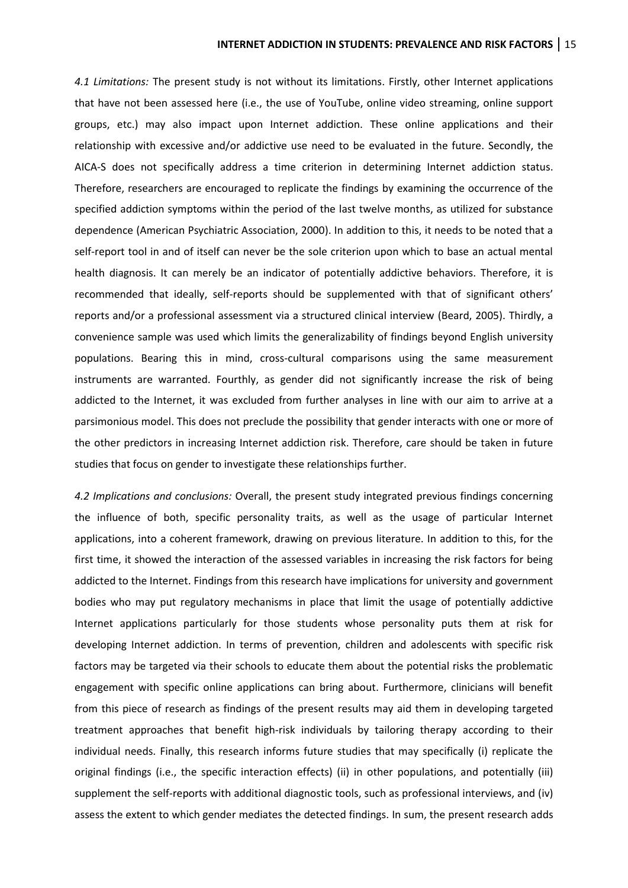*4.1 Limitations:* The present study is not without its limitations. Firstly, other Internet applications that have not been assessed here (i.e., the use of YouTube, online video streaming, online support groups, etc.) may also impact upon Internet addiction. These online applications and their relationship with excessive and/or addictive use need to be evaluated in the future. Secondly, the AICA-S does not specifically address a time criterion in determining Internet addiction status. Therefore, researchers are encouraged to replicate the findings by examining the occurrence of the specified addiction symptoms within the period of the last twelve months, as utilized for substance dependence (American Psychiatric Association, 2000). In addition to this, it needs to be noted that a self-report tool in and of itself can never be the sole criterion upon which to base an actual mental health diagnosis. It can merely be an indicator of potentially addictive behaviors. Therefore, it is recommended that ideally, self-reports should be supplemented with that of significant others' reports and/or a professional assessment via a structured clinical interview (Beard, 2005). Thirdly, a convenience sample was used which limits the generalizability of findings beyond English university populations. Bearing this in mind, cross-cultural comparisons using the same measurement instruments are warranted. Fourthly, as gender did not significantly increase the risk of being addicted to the Internet, it was excluded from further analyses in line with our aim to arrive at a parsimonious model. This does not preclude the possibility that gender interacts with one or more of the other predictors in increasing Internet addiction risk. Therefore, care should be taken in future studies that focus on gender to investigate these relationships further.

*4.2 Implications and conclusions:* Overall, the present study integrated previous findings concerning the influence of both, specific personality traits, as well as the usage of particular Internet applications, into a coherent framework, drawing on previous literature. In addition to this, for the first time, it showed the interaction of the assessed variables in increasing the risk factors for being addicted to the Internet. Findings from this research have implications for university and government bodies who may put regulatory mechanisms in place that limit the usage of potentially addictive Internet applications particularly for those students whose personality puts them at risk for developing Internet addiction. In terms of prevention, children and adolescents with specific risk factors may be targeted via their schools to educate them about the potential risks the problematic engagement with specific online applications can bring about. Furthermore, clinicians will benefit from this piece of research as findings of the present results may aid them in developing targeted treatment approaches that benefit high-risk individuals by tailoring therapy according to their individual needs. Finally, this research informs future studies that may specifically (i) replicate the original findings (i.e., the specific interaction effects) (ii) in other populations, and potentially (iii) supplement the self-reports with additional diagnostic tools, such as professional interviews, and (iv) assess the extent to which gender mediates the detected findings. In sum, the present research adds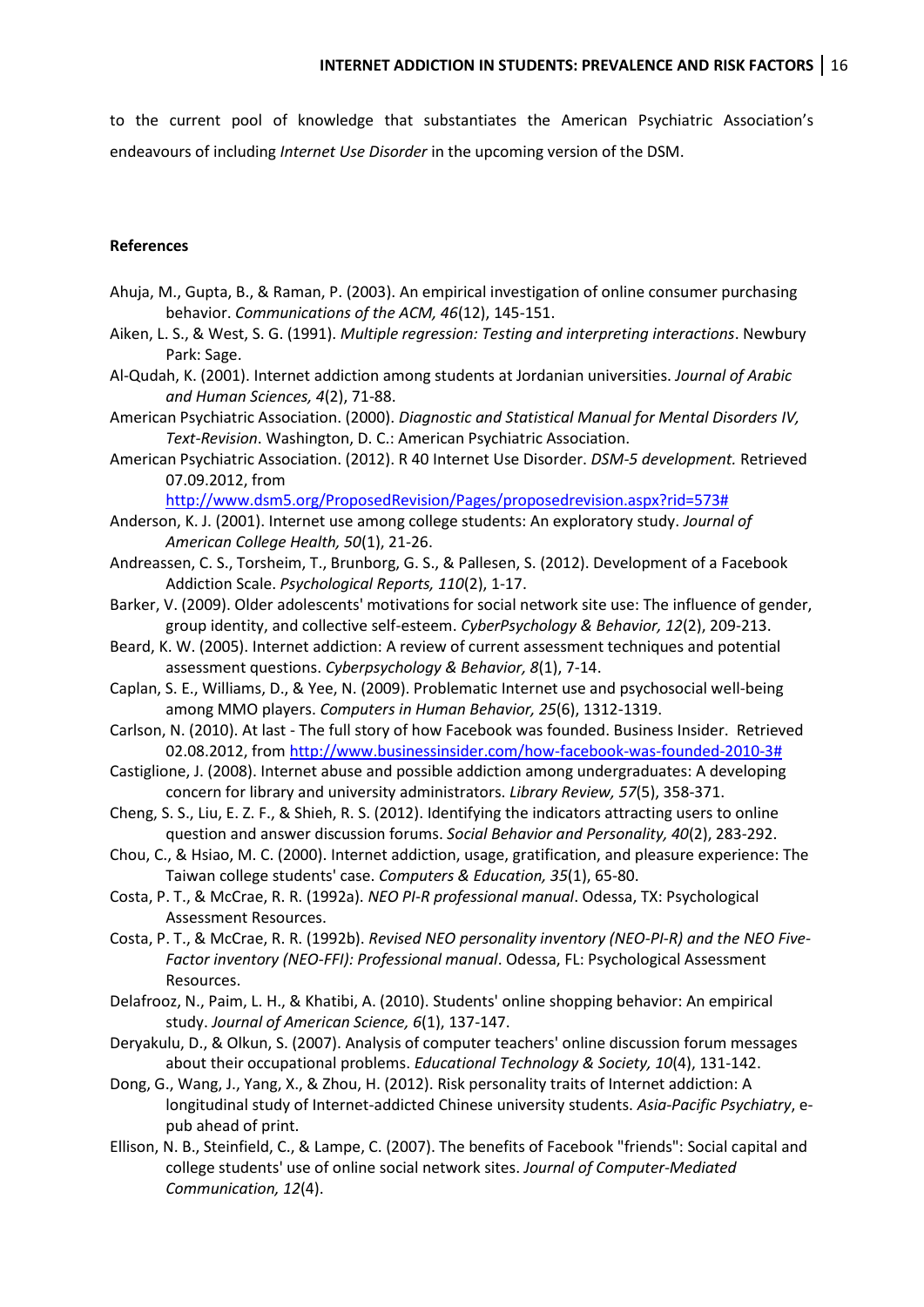to the current pool of knowledge that substantiates the American Psychiatric Association's endeavours of including *Internet Use Disorder* in the upcoming version of the DSM.

**References**

Ahuja, M., Gupta, B., & Raman, P. (2003). An empirical investigation of online consumer purchasing behavior. *Communications of the ACM, 46*(12), 145-151.

Aiken, L. S., & West, S. G. (1991). *Multiple regression: Testing and interpreting interactions*. Newbury Park: Sage.

Al-Qudah, K. (2001). Internet addiction among students at Jordanian universities. *Journal of Arabic and Human Sciences, 4*(2), 71-88.

American Psychiatric Association. (2000). *Diagnostic and Statistical Manual for Mental Disorders IV, Text-Revision*. Washington, D. C.: American Psychiatric Association.

American Psychiatric Association. (2012). R 40 Internet Use Disorder. *DSM-5 development.* Retrieved 07.09.2012, from http://www.dsm5.org/ProposedRevision/Pages/proposedrevision.aspx?rid=573#

Anderson, K. J. (2001). Internet use among college students: An exploratory study. *Journal of American College Health, 50*(1), 21-26.

Andreassen, C. S., Torsheim, T., Brunborg, G. S., & Pallesen, S. (2012). Development of a Facebook Addiction Scale. *Psychological Reports, 110*(2), 1-17.

Barker, V. (2009). Older adolescents' motivations for social network site use: The influence of gender, group identity, and collective self-esteem. *CyberPsychology & Behavior, 12*(2), 209-213.

Beard, K. W. (2005). Internet addiction: A review of current assessment techniques and potential assessment questions. *Cyberpsychology & Behavior, 8*(1), 7-14.

Caplan, S. E., Williams, D., & Yee, N. (2009). Problematic Internet use and psychosocial well-being among MMO players. *Computers in Human Behavior, 25*(6), 1312-1319.

Carlson, N. (2010). At last - The full story of how Facebook was founded. Business Insider. Retrieved 02.08.2012, from http://www.businessinsider.com/how-facebook-was-founded-2010-3#

Castiglione, J. (2008). Internet abuse and possible addiction among undergraduates: A developing concern for library and university administrators. *Library Review, 57*(5), 358-371.

Cheng, S. S., Liu, E. Z. F., & Shieh, R. S. (2012). Identifying the indicators attracting users to online question and answer discussion forums. *Social Behavior and Personality, 40*(2), 283-292.

Chou, C., & Hsiao, M. C. (2000). Internet addiction, usage, gratification, and pleasure experience: The Taiwan college students' case. *Computers & Education, 35*(1), 65-80.

Costa, P. T., & McCrae, R. R. (1992a). *NEO PI-R professional manual*. Odessa, TX: Psychological Assessment Resources.

Costa, P. T., & McCrae, R. R. (1992b). *Revised NEO personality inventory (NEO-PI-R) and the NEO Five-Factor inventory (NEO-FFI): Professional manual*. Odessa, FL: Psychological Assessment Resources.

Delafrooz, N., Paim, L. H., & Khatibi, A. (2010). Students' online shopping behavior: An empirical study. *Journal of American Science, 6*(1), 137-147.

Deryakulu, D., & Olkun, S. (2007). Analysis of computer teachers' online discussion forum messages about their occupational problems. *Educational Technology & Society, 10*(4), 131-142.

Dong, G., Wang, J., Yang, X., & Zhou, H. (2012). Risk personality traits of Internet addiction: A longitudinal study of Internet-addicted Chinese university students. *Asia-Pacific Psychiatry*, e-pub ahead of print.

Ellison, N. B., Steinfield, C., & Lampe, C. (2007). The benefits of Facebook "friends": Social capital and college students' use of online social network sites. *Journal of Computer-Mediated Communication, 12*(4).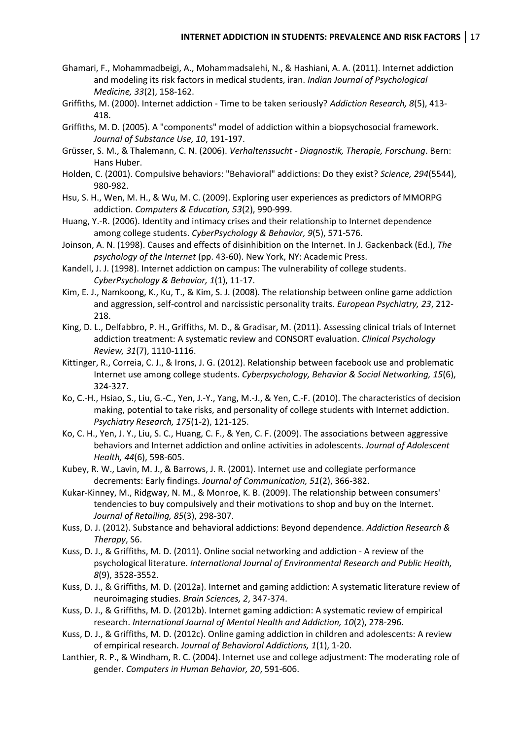Ghamari, F., Mohammadbeigi, A., Mohammadsalehi, N., & Hashiani, A. A. (2011). Internet addiction and modeling its risk factors in medical students, iran. *Indian Journal of Psychological Medicine, 33*(2), 158-162.

Griffiths, M. (2000). Internet addiction - Time to be taken seriously? *Addiction Research, 8*(5), 413-418.

Griffiths, M. D. (2005). A "components" model of addiction within a biopsychosocial framework. *Journal of Substance Use, 10*, 191-197.

Grüsser, S. M., & Thalemann, C. N. (2006). *Verhaltenssucht - Diagnostik, Therapie, Forschung*. Bern: Hans Huber.

Holden, C. (2001). Compulsive behaviors: "Behavioral" addictions: Do they exist? *Science, 294*(5544), 980-982.

Hsu, S. H., Wen, M. H., & Wu, M. C. (2009). Exploring user experiences as predictors of MMORPG addiction. *Computers & Education, 53*(2), 990-999.

Huang, Y.-R. (2006). Identity and intimacy crises and their relationship to Internet dependence among college students. *CyberPsychology & Behavior, 9*(5), 571-576.

Joinson, A. N. (1998). Causes and effects of disinhibition on the Internet. In J. Gackenback (Ed.), *The psychology of the Internet* (pp. 43-60). New York, NY: Academic Press.

Kandell, J. J. (1998). Internet addiction on campus: The vulnerability of college students. *CyberPsychology & Behavior, 1*(1), 11-17.

Kim, E. J., Namkoong, K., Ku, T., & Kim, S. J. (2008). The relationship between online game addiction and aggression, self-control and narcissistic personality traits. *European Psychiatry, 23*, 212-218.

King, D. L., Delfabbro, P. H., Griffiths, M. D., & Gradisar, M. (2011). Assessing clinical trials of Internet addiction treatment: A systematic review and CONSORT evaluation. *Clinical Psychology Review, 31*(7), 1110-1116.

Kittinger, R., Correia, C. J., & Irons, J. G. (2012). Relationship between facebook use and problematic Internet use among college students. *Cyberpsychology, Behavior & Social Networking, 15*(6), 324-327.

Ko, C.-H., Hsiao, S., Liu, G.-C., Yen, J.-Y., Yang, M.-J., & Yen, C.-F. (2010). The characteristics of decision making, potential to take risks, and personality of college students with Internet addiction. *Psychiatry Research, 175*(1-2), 121-125.

Ko, C. H., Yen, J. Y., Liu, S. C., Huang, C. F., & Yen, C. F. (2009). The associations between aggressive behaviors and Internet addiction and online activities in adolescents. *Journal of Adolescent Health, 44*(6), 598-605.

Kubey, R. W., Lavin, M. J., & Barrows, J. R. (2001). Internet use and collegiate performance decrements: Early findings. *Journal of Communication, 51*(2), 366-382.

Kukar-Kinney, M., Ridgway, N. M., & Monroe, K. B. (2009). The relationship between consumers' tendencies to buy compulsively and their motivations to shop and buy on the Internet. *Journal of Retailing, 85*(3), 298-307.

Kuss, D. J. (2012). Substance and behavioral addictions: Beyond dependence. *Addiction Research & Therapy*, S6.

Kuss, D. J., & Griffiths, M. D. (2011). Online social networking and addiction - A review of the psychological literature. *International Journal of Environmental Research and Public Health, 8*(9), 3528-3552.

Kuss, D. J., & Griffiths, M. D. (2012a). Internet and gaming addiction: A systematic literature review of neuroimaging studies. *Brain Sciences, 2*, 347-374.

Kuss, D. J., & Griffiths, M. D. (2012b). Internet gaming addiction: A systematic review of empirical research. *International Journal of Mental Health and Addiction, 10*(2), 278-296.

Kuss, D. J., & Griffiths, M. D. (2012c). Online gaming addiction in children and adolescents: A review of empirical research. *Journal of Behavioral Addictions, 1*(1), 1-20.

Lanthier, R. P., & Windham, R. C. (2004). Internet use and college adjustment: The moderating role of gender. *Computers in Human Behavior, 20*, 591-606.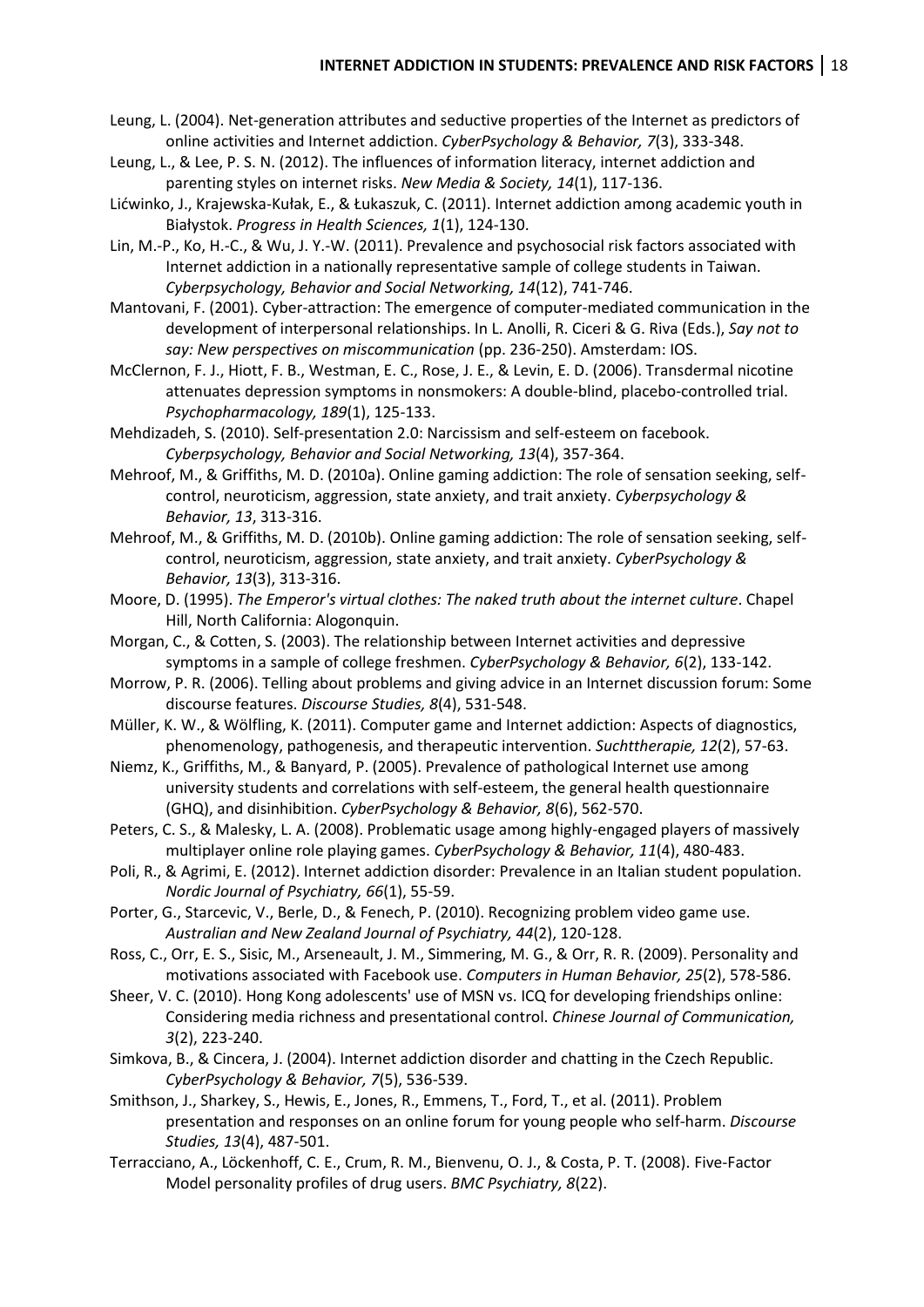Leung, L. (2004). Net-generation attributes and seductive properties of the Internet as predictors of online activities and Internet addiction. *CyberPsychology & Behavior, 7*(3), 333-348.

Leung, L., & Lee, P. S. N. (2012). The influences of information literacy, internet addiction and parenting styles on internet risks. *New Media & Society, 14*(1), 117-136.

Lićwinko, J., Krajewska-Kułak, E., & Łukaszuk, C. (2011). Internet addiction among academic youth in Białystok. *Progress in Health Sciences, 1*(1), 124-130.

Lin, M.-P., Ko, H.-C., & Wu, J. Y.-W. (2011). Prevalence and psychosocial risk factors associated with Internet addiction in a nationally representative sample of college students in Taiwan. *Cyberpsychology, Behavior and Social Networking, 14*(12), 741-746.

Mantovani, F. (2001). Cyber-attraction: The emergence of computer-mediated communication in the development of interpersonal relationships. In L. Anolli, R. Ciceri & G. Riva (Eds.), *Say not to say: New perspectives on miscommunication* (pp. 236-250). Amsterdam: IOS.

McClernon, F. J., Hiott, F. B., Westman, E. C., Rose, J. E., & Levin, E. D. (2006). Transdermal nicotine attenuates depression symptoms in nonsmokers: A double-blind, placebo-controlled trial. *Psychopharmacology, 189*(1), 125-133.

Mehdizadeh, S. (2010). Self-presentation 2.0: Narcissism and self-esteem on facebook. *Cyberpsychology, Behavior and Social Networking, 13*(4), 357-364.

Mehroof, M., & Griffiths, M. D. (2010a). Online gaming addiction: The role of sensation seeking, self-control, neuroticism, aggression, state anxiety, and trait anxiety. *Cyberpsychology & Behavior, 13*, 313-316.

Mehroof, M., & Griffiths, M. D. (2010b). Online gaming addiction: The role of sensation seeking, self-control, neuroticism, aggression, state anxiety, and trait anxiety. *CyberPsychology & Behavior, 13*(3), 313-316.

Moore, D. (1995). *The Emperor's virtual clothes: The naked truth about the internet culture*. Chapel Hill, North California: Alogonquin.

Morgan, C., & Cotten, S. (2003). The relationship between Internet activities and depressive symptoms in a sample of college freshmen. *CyberPsychology & Behavior, 6*(2), 133-142.

Morrow, P. R. (2006). Telling about problems and giving advice in an Internet discussion forum: Some discourse features. *Discourse Studies, 8*(4), 531-548.

Müller, K. W., & Wölfling, K. (2011). Computer game and Internet addiction: Aspects of diagnostics, phenomenology, pathogenesis, and therapeutic intervention. *Suchttherapie, 12*(2), 57-63.

Niemz, K., Griffiths, M., & Banyard, P. (2005). Prevalence of pathological Internet use among university students and correlations with self-esteem, the general health questionnaire (GHQ), and disinhibition. *CyberPsychology & Behavior, 8*(6), 562-570.

Peters, C. S., & Malesky, L. A. (2008). Problematic usage among highly-engaged players of massively multiplayer online role playing games. *CyberPsychology & Behavior, 11*(4), 480-483.

Poli, R., & Agrimi, E. (2012). Internet addiction disorder: Prevalence in an Italian student population. *Nordic Journal of Psychiatry, 66*(1), 55-59.

Porter, G., Starcevic, V., Berle, D., & Fenech, P. (2010). Recognizing problem video game use. *Australian and New Zealand Journal of Psychiatry, 44*(2), 120-128.

Ross, C., Orr, E. S., Sisic, M., Arseneault, J. M., Simmering, M. G., & Orr, R. R. (2009). Personality and motivations associated with Facebook use. *Computers in Human Behavior, 25*(2), 578-586.

Sheer, V. C. (2010). Hong Kong adolescents' use of MSN vs. ICQ for developing friendships online: Considering media richness and presentational control. *Chinese Journal of Communication, 3*(2), 223-240.

Simkova, B., & Cincera, J. (2004). Internet addiction disorder and chatting in the Czech Republic. *CyberPsychology & Behavior, 7*(5), 536-539.

Smithson, J., Sharkey, S., Hewis, E., Jones, R., Emmens, T., Ford, T., et al. (2011). Problem presentation and responses on an online forum for young people who self-harm. *Discourse Studies, 13*(4), 487-501.

Terracciano, A., Löckenhoff, C. E., Crum, R. M., Bienvenu, O. J., & Costa, P. T. (2008). Five-Factor Model personality profiles of drug users. *BMC Psychiatry, 8*(22).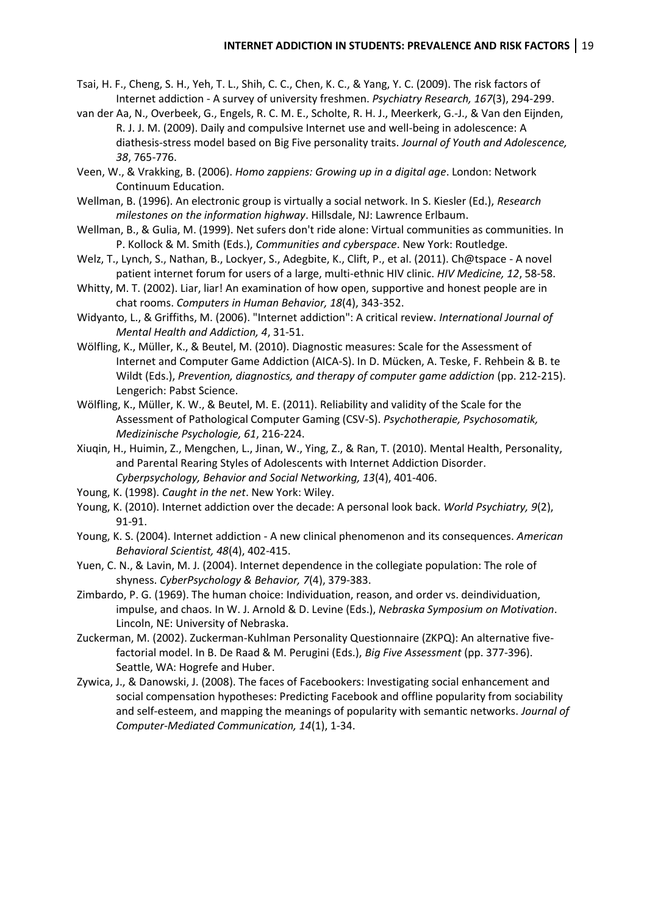Tsai, H. F., Cheng, S. H., Yeh, T. L., Shih, C. C., Chen, K. C., & Yang, Y. C. (2009). The risk factors of Internet addiction - A survey of university freshmen. *Psychiatry Research, 167*(3), 294-299.

van der Aa, N., Overbeek, G., Engels, R. C. M. E., Scholte, R. H. J., Meerkerk, G.-J., & Van den Eijnden, R. J. J. M. (2009). Daily and compulsive Internet use and well-being in adolescence: A diathesis-stress model based on Big Five personality traits. *Journal of Youth and Adolescence, 38*, 765-776.

Veen, W., & Vrakking, B. (2006). *Homo zappiens: Growing up in a digital age*. London: Network Continuum Education.

Wellman, B. (1996). An electronic group is virtually a social network. In S. Kiesler (Ed.), *Research milestones on the information highway*. Hillsdale, NJ: Lawrence Erlbaum.

Wellman, B., & Gulia, M. (1999). Net sufers don't ride alone: Virtual communities as communities. In P. Kollock & M. Smith (Eds.), *Communities and cyberspace*. New York: Routledge.

Welz, T., Lynch, S., Nathan, B., Lockyer, S., Adegbite, K., Clift, P., et al. (2011). Ch@tspace - A novel patient internet forum for users of a large, multi-ethnic HIV clinic. *HIV Medicine, 12*, 58-58.

Whitty, M. T. (2002). Liar, liar! An examination of how open, supportive and honest people are in chat rooms. *Computers in Human Behavior, 18*(4), 343-352.

Widyanto, L., & Griffiths, M. (2006). "Internet addiction": A critical review. *International Journal of Mental Health and Addiction, 4*, 31-51.

Wölfling, K., Müller, K., & Beutel, M. (2010). Diagnostic measures: Scale for the Assessment of Internet and Computer Game Addiction (AICA-S). In D. Mücken, A. Teske, F. Rehbein & B. te Wildt (Eds.), *Prevention, diagnostics, and therapy of computer game addiction* (pp. 212-215). Lengerich: Pabst Science.

Wölfling, K., Müller, K. W., & Beutel, M. E. (2011). Reliability and validity of the Scale for the Assessment of Pathological Computer Gaming (CSV-S). *Psychotherapie, Psychosomatik, Medizinische Psychologie, 61*, 216-224.

Xiuqin, H., Huimin, Z., Mengchen, L., Jinan, W., Ying, Z., & Ran, T. (2010). Mental Health, Personality, and Parental Rearing Styles of Adolescents with Internet Addiction Disorder. *Cyberpsychology, Behavior and Social Networking, 13*(4), 401-406.

Young, K. (1998). *Caught in the net*. New York: Wiley.

Young, K. (2010). Internet addiction over the decade: A personal look back. *World Psychiatry, 9*(2), 91-91.

Young, K. S. (2004). Internet addiction - A new clinical phenomenon and its consequences. *American Behavioral Scientist, 48*(4), 402-415.

Yuen, C. N., & Lavin, M. J. (2004). Internet dependence in the collegiate population: The role of shyness. *CyberPsychology & Behavior, 7*(4), 379-383.

Zimbardo, P. G. (1969). The human choice: Individuation, reason, and order vs. deindividuation, impulse, and chaos. In W. J. Arnold & D. Levine (Eds.), *Nebraska Symposium on Motivation*. Lincoln, NE: University of Nebraska.

Zuckerman, M. (2002). Zuckerman-Kuhlman Personality Questionnaire (ZKPQ): An alternative five-factorial model. In B. De Raad & M. Perugini (Eds.), *Big Five Assessment* (pp. 377-396). Seattle, WA: Hogrefe and Huber.

Zywica, J., & Danowski, J. (2008). The faces of Facebookers: Investigating social enhancement and social compensation hypotheses: Predicting Facebook and offline popularity from sociability and self-esteem, and mapping the meanings of popularity with semantic networks. *Journal of Computer-Mediated Communication, 14*(1), 1-34.